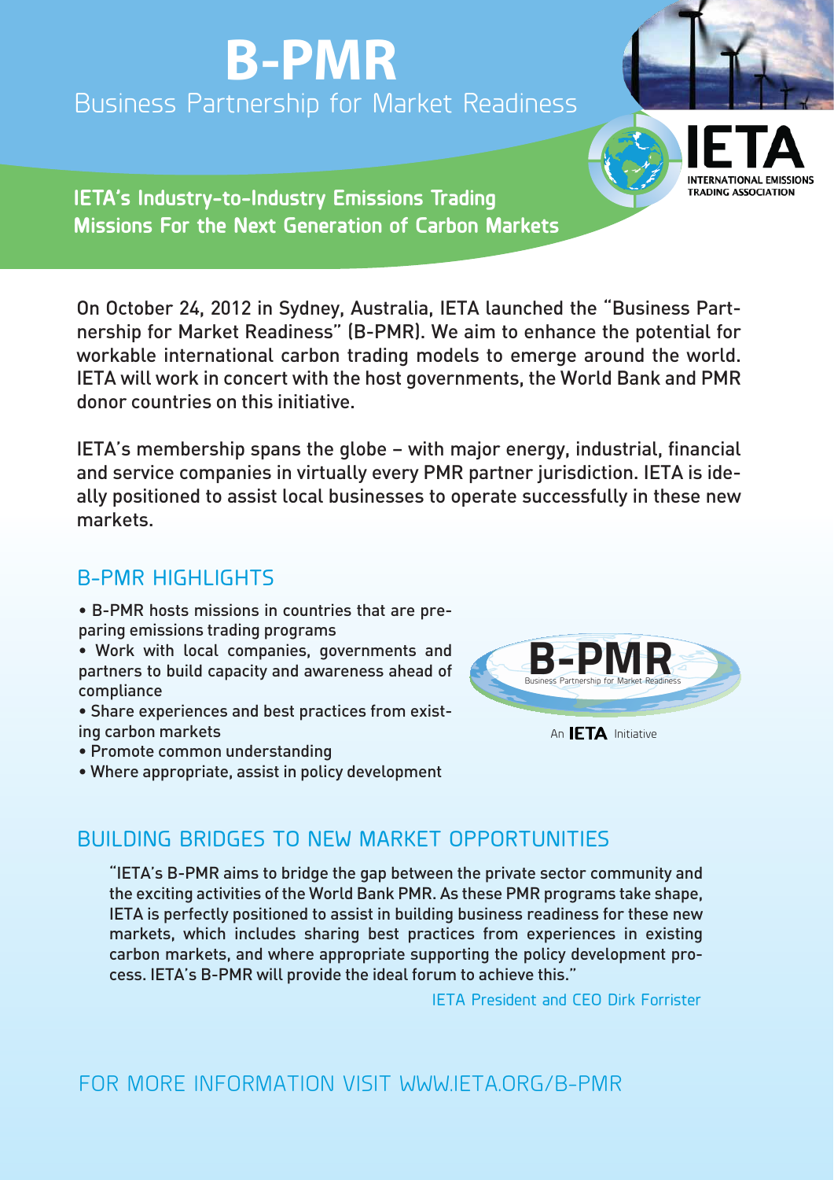# B-PMR

## Business Partnership for Market Readiness

**IETA's Industry-to-Industry Emissions Trading Missions For the Next Generation of Carbon Markets**

IETA
INTERNATIONAL EMISSIONS TRADING ASSOCIATION

On October 24, 2012 in Sydney, Australia, IETA launched the "Business Partnership for Market Readiness" (B-PMR). We aim to enhance the potential for workable international carbon trading models to emerge around the world. IETA will work in concert with the host governments, the World Bank and PMR donor countries on this initiative.

IETA's membership spans the globe – with major energy, industrial, financial and service companies in virtually every PMR partner jurisdiction. IETA is ideally positioned to assist local businesses to operate successfully in these new markets.

## B-PMR HIGHLIGHTS

- B-PMR hosts missions in countries that are preparing emissions trading programs
- Work with local companies, governments and partners to build capacity and awareness ahead of compliance
- Share experiences and best practices from existing carbon markets
- Promote common understanding
- Where appropriate, assist in policy development

B-PMR
Business Partnership for Market Readiness

An IETA Initiative

## BUILDING BRIDGES TO NEW MARKET OPPORTUNITIES

"IETA's B-PMR aims to bridge the gap between the private sector community and the exciting activities of the World Bank PMR. As these PMR programs take shape, IETA is perfectly positioned to assist in building business readiness for these new markets, which includes sharing best practices from experiences in existing carbon markets, and where appropriate supporting the policy development process. IETA's B-PMR will provide the ideal forum to achieve this."

IETA President and CEO Dirk Forrister

## FOR MORE INFORMATION VISIT WWW.IETA.ORG/B-PMR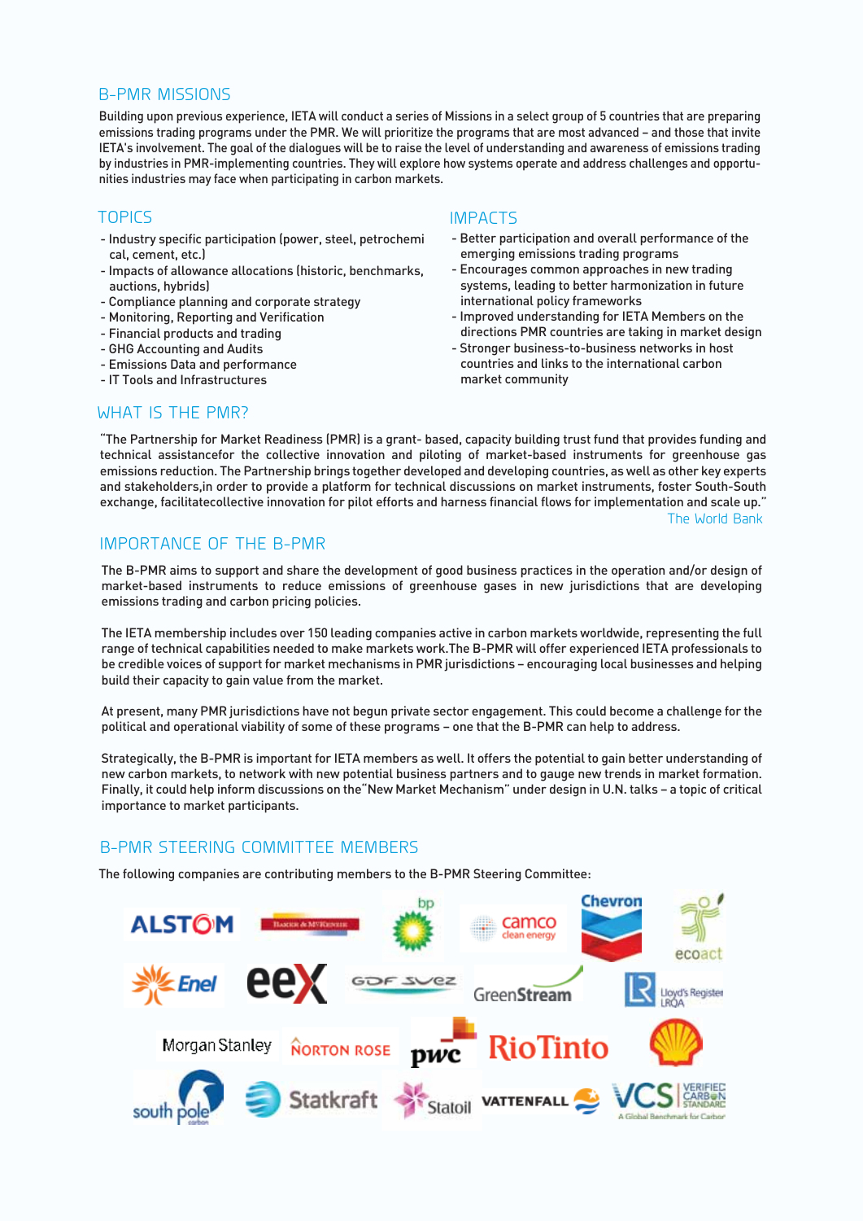## B-PMR MISSIONS

Building upon previous experience, IETA will conduct a series of Missions in a select group of 5 countries that are preparing emissions trading programs under the PMR. We will prioritize the programs that are most advanced – and those that invite IETA's involvement. The goal of the dialogues will be to raise the level of understanding and awareness of emissions trading by industries in PMR-implementing countries. They will explore how systems operate and address challenges and opportunities industries may face when participating in carbon markets.

## TOPICS

- Industry specific participation (power, steel, petrochemical, cement, etc.)
- Impacts of allowance allocations (historic, benchmarks, auctions, hybrids)
- Compliance planning and corporate strategy
- Monitoring, Reporting and Verification
- Financial products and trading
- GHG Accounting and Audits
- Emissions Data and performance
- IT Tools and Infrastructures

## IMPACTS

- Better participation and overall performance of the emerging emissions trading programs
- Encourages common approaches in new trading systems, leading to better harmonization in future international policy frameworks
- Improved understanding for IETA Members on the directions PMR countries are taking in market design
- Stronger business-to-business networks in host countries and links to the international carbon market community

## WHAT IS THE PMR?

"The Partnership for Market Readiness (PMR) is a grant- based, capacity building trust fund that provides funding and technical assistancefor the collective innovation and piloting of market-based instruments for greenhouse gas emissions reduction. The Partnership brings together developed and developing countries, as well as other key experts and stakeholders,in order to provide a platform for technical discussions on market instruments, foster South-South exchange, facilitatecollective innovation for pilot efforts and harness financial flows for implementation and scale up."

The World Bank

## IMPORTANCE OF THE B-PMR

The B-PMR aims to support and share the development of good business practices in the operation and/or design of market-based instruments to reduce emissions of greenhouse gases in new jurisdictions that are developing emissions trading and carbon pricing policies.

The IETA membership includes over 150 leading companies active in carbon markets worldwide, representing the full range of technical capabilities needed to make markets work.The B-PMR will offer experienced IETA professionals to be credible voices of support for market mechanisms in PMR jurisdictions – encouraging local businesses and helping build their capacity to gain value from the market.

At present, many PMR jurisdictions have not begun private sector engagement. This could become a challenge for the political and operational viability of some of these programs – one that the B-PMR can help to address.

Strategically, the B-PMR is important for IETA members as well. It offers the potential to gain better understanding of new carbon markets, to network with new potential business partners and to gauge new trends in market formation. Finally, it could help inform discussions on the"New Market Mechanism" under design in U.N. talks – a topic of critical importance to market participants.

## B-PMR STEERING COMMITTEE MEMBERS

The following companies are contributing members to the B-PMR Steering Committee:

Alstom, Baker & McKenzie, bp, camco clean energy, Chevron, ecoact, Enel, eex, GDF Suez, GreenStream, Lloyd's Register LRQA, Morgan Stanley, Norton Rose, pwc, RioTinto, Shell, south pole carbon, Statkraft, Statoil, Vattenfall, VCS Verified Carbon Standard – A Global Benchmark for Carbon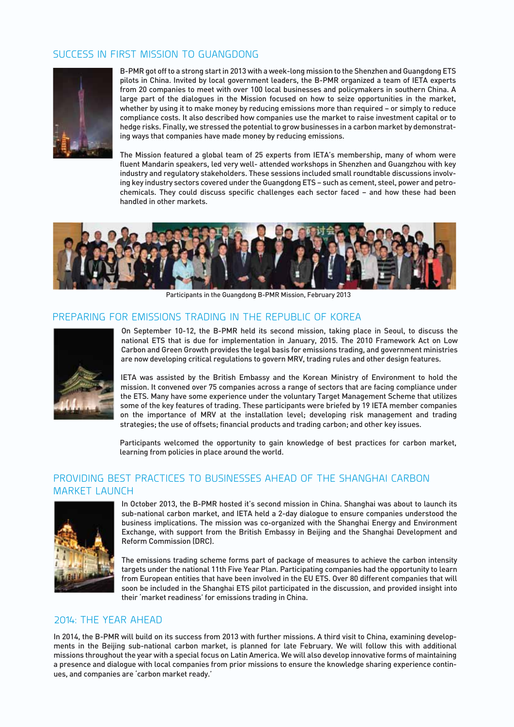## SUCCESS IN FIRST MISSION TO GUANGDONG

B-PMR got off to a strong start in 2013 with a week-long mission to the Shenzhen and Guangdong ETS pilots in China. Invited by local government leaders, the B-PMR organized a team of IETA experts from 20 companies to meet with over 100 local businesses and policymakers in southern China. A large part of the dialogues in the Mission focused on how to seize opportunities in the market, whether by using it to make money by reducing emissions more than required – or simply to reduce compliance costs. It also described how companies use the market to raise investment capital or to hedge risks. Finally, we stressed the potential to grow businesses in a carbon market by demonstrating ways that companies have made money by reducing emissions.

The Mission featured a global team of 25 experts from IETA's membership, many of whom were fluent Mandarin speakers, led very well- attended workshops in Shenzhen and Guangzhou with key industry and regulatory stakeholders. These sessions included small roundtable discussions involving key industry sectors covered under the Guangdong ETS – such as cement, steel, power and petrochemicals. They could discuss specific challenges each sector faced – and how these had been handled in other markets.

Participants in the Guangdong B-PMR Mission, February 2013

## PREPARING FOR EMISSIONS TRADING IN THE REPUBLIC OF KOREA

On September 10-12, the B-PMR held its second mission, taking place in Seoul, to discuss the national ETS that is due for implementation in January, 2015. The 2010 Framework Act on Low Carbon and Green Growth provides the legal basis for emissions trading, and government ministries are now developing critical regulations to govern MRV, trading rules and other design features.

IETA was assisted by the British Embassy and the Korean Ministry of Environment to hold the mission. It convened over 75 companies across a range of sectors that are facing compliance under the ETS. Many have some experience under the voluntary Target Management Scheme that utilizes some of the key features of trading. These participants were briefed by 19 IETA member companies on the importance of MRV at the installation level; developing risk management and trading strategies; the use of offsets; financial products and trading carbon; and other key issues.

Participants welcomed the opportunity to gain knowledge of best practices for carbon market, learning from policies in place around the world.

## PROVIDING BEST PRACTICES TO BUSINESSES AHEAD OF THE SHANGHAI CARBON MARKET LAUNCH

In October 2013, the B-PMR hosted it's second mission in China. Shanghai was about to launch its sub-national carbon market, and IETA held a 2-day dialogue to ensure companies understood the business implications. The mission was co-organized with the Shanghai Energy and Environment Exchange, with support from the British Embassy in Beijing and the Shanghai Development and Reform Commission (DRC).

The emissions trading scheme forms part of package of measures to achieve the carbon intensity targets under the national 11th Five Year Plan. Participating companies had the opportunity to learn from European entities that have been involved in the EU ETS. Over 80 different companies that will soon be included in the Shanghai ETS pilot participated in the discussion, and provided insight into their 'market readiness' for emissions trading in China.

## 2014: THE YEAR AHEAD

In 2014, the B-PMR will build on its success from 2013 with further missions. A third visit to China, examining developments in the Beijing sub-national carbon market, is planned for late February. We will follow this with additional missions throughout the year with a special focus on Latin America. We will also develop innovative forms of maintaining a presence and dialogue with local companies from prior missions to ensure the knowledge sharing experience continues, and companies are 'carbon market ready.'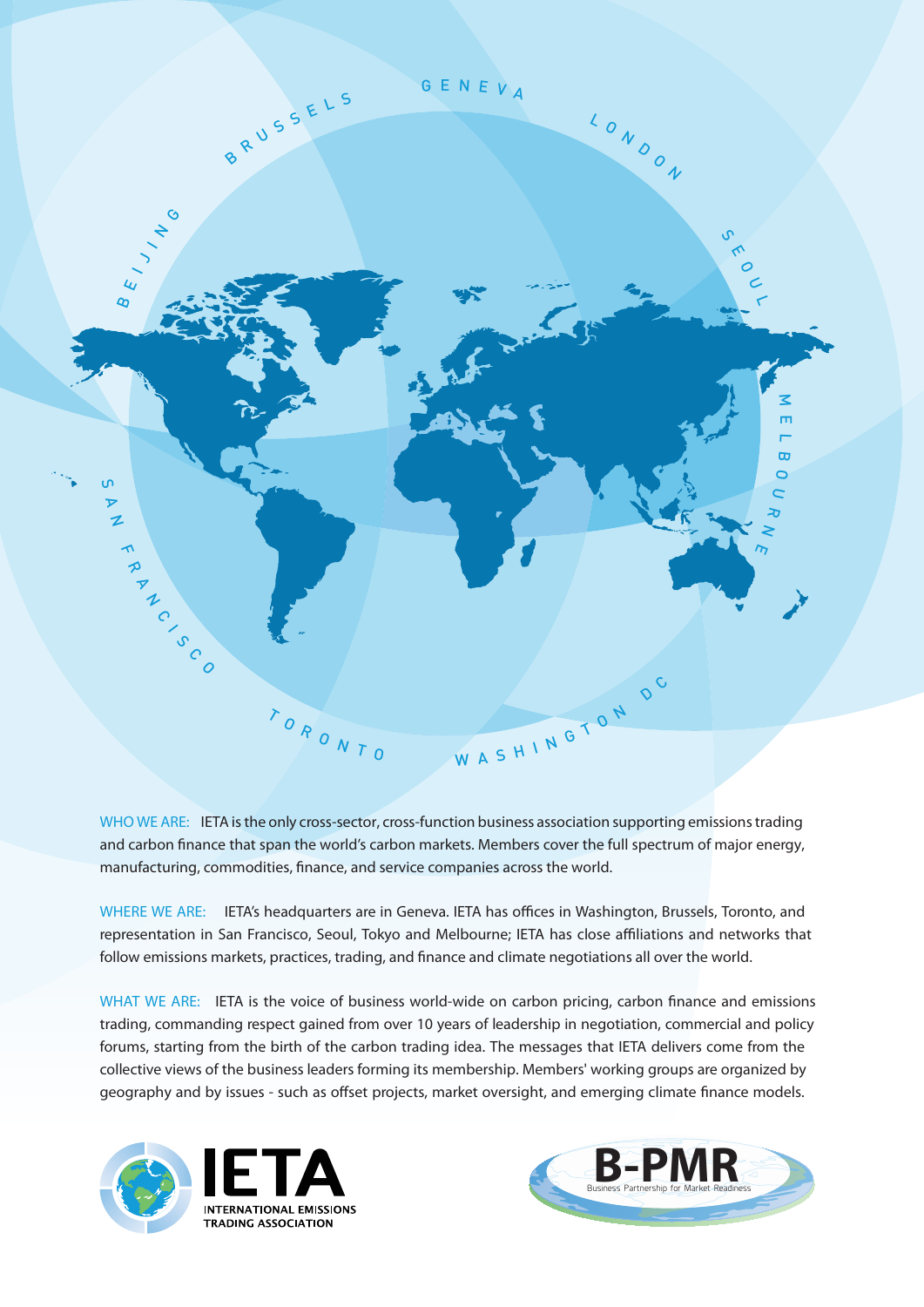BRUSSELS GENEVA LONDON BEIJING SEOUL MELBOURNE SAN FRANCISCO TORONTO WASHINGTON DC

**WHO WE ARE:** IETA is the only cross-sector, cross-function business association supporting emissions trading and carbon finance that span the world's carbon markets. Members cover the full spectrum of major energy, manufacturing, commodities, finance, and service companies across the world.

**WHERE WE ARE:** IETA's headquarters are in Geneva. IETA has offices in Washington, Brussels, Toronto, and representation in San Francisco, Seoul, Tokyo and Melbourne; IETA has close affiliations and networks that follow emissions markets, practices, trading, and finance and climate negotiations all over the world.

**WHAT WE ARE:** IETA is the voice of business world-wide on carbon pricing, carbon finance and emissions trading, commanding respect gained from over 10 years of leadership in negotiation, commercial and policy forums, starting from the birth of the carbon trading idea. The messages that IETA delivers come from the collective views of the business leaders forming its membership. Members' working groups are organized by geography and by issues - such as offset projects, market oversight, and emerging climate finance models.

IETA
INTERNATIONAL EMISSIONS TRADING ASSOCIATION

B-PMR
Business Partnership for Market Readiness